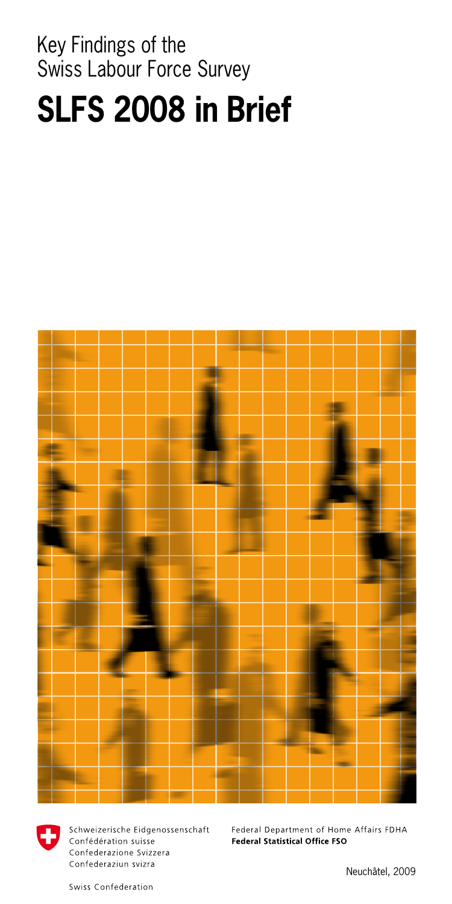Key Findings of the
Swiss Labour Force Survey

# SLFS 2008 in Brief

Schweizerische Eidgenossenschaft
Confédération suisse
Confederazione Svizzera
Confederaziun svizra

Swiss Confederation

Federal Department of Home Affairs FDHA
**Federal Statistical Office FSO**

Neuchâtel, 2009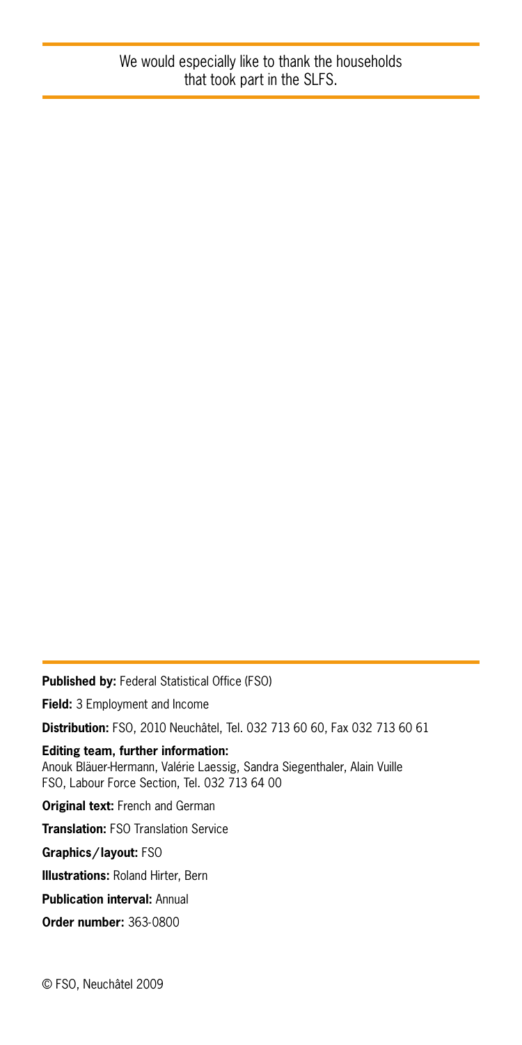We would especially like to thank the households that took part in the SLFS.

**Published by:** Federal Statistical Office (FSO)

**Field:** 3 Employment and Income

**Distribution:** FSO, 2010 Neuchâtel, Tel. 032 713 60 60, Fax 032 713 60 61

**Editing team, further information:**
Anouk Bläuer-Hermann, Valérie Laessig, Sandra Siegenthaler, Alain Vuille
FSO, Labour Force Section, Tel. 032 713 64 00

**Original text:** French and German

**Translation:** FSO Translation Service

**Graphics / layout:** FSO

**Illustrations:** Roland Hirter, Bern

**Publication interval:** Annual

**Order number:** 363-0800

© FSO, Neuchâtel 2009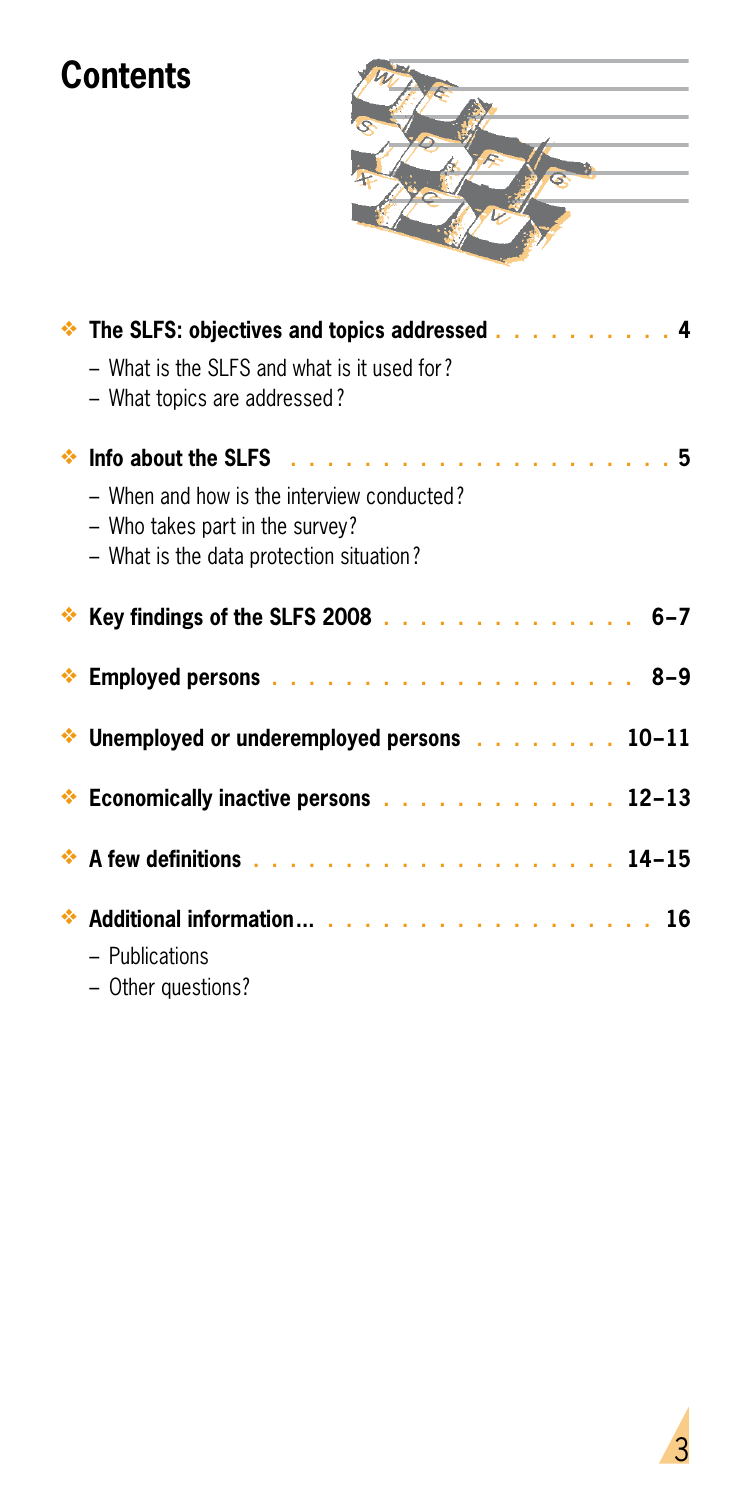# Contents

- **The SLFS: objectives and topics addressed** . . . . . . . . . . 4
  - What is the SLFS and what is it used for?
  - What topics are addressed?
- **Info about the SLFS** . . . . . . . . . . . . . . . . . . . . . 5
  - When and how is the interview conducted?
  - Who takes part in the survey?
  - What is the data protection situation?
- **Key findings of the SLFS 2008** . . . . . . . . . . . . . . 6–7
- **Employed persons** . . . . . . . . . . . . . . . . . . . . 8–9
- **Unemployed or underemployed persons** . . . . . . . . 10–11
- **Economically inactive persons** . . . . . . . . . . . . . 12–13
- **A few definitions** . . . . . . . . . . . . . . . . . . . . 14–15
- **Additional information...** . . . . . . . . . . . . . . . . . . 16
  - Publications
  - Other questions?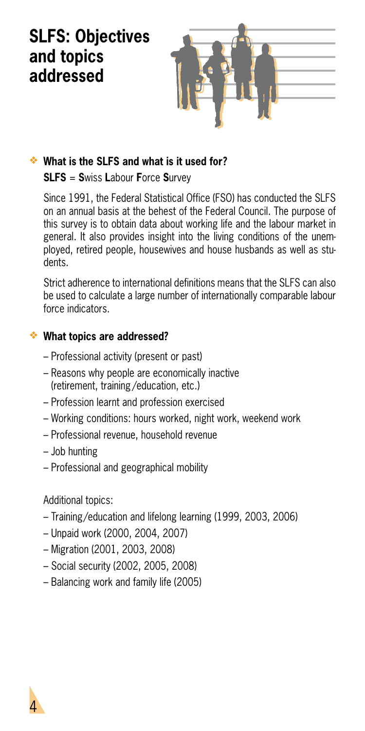# SLFS: Objectives and topics addressed

### What is the SLFS and what is it used for?

**SLFS** = **S**wiss **L**abour **F**orce **S**urvey

Since 1991, the Federal Statistical Office (FSO) has conducted the SLFS on an annual basis at the behest of the Federal Council. The purpose of this survey is to obtain data about working life and the labour market in general. It also provides insight into the living conditions of the unemployed, retired people, housewives and house husbands as well as students.

Strict adherence to international definitions means that the SLFS can also be used to calculate a large number of internationally comparable labour force indicators.

### What topics are addressed?

- Professional activity (present or past)
- Reasons why people are economically inactive (retirement, training/education, etc.)
- Profession learnt and profession exercised
- Working conditions: hours worked, night work, weekend work
- Professional revenue, household revenue
- Job hunting
- Professional and geographical mobility

Additional topics:

- Training/education and lifelong learning (1999, 2003, 2006)
- Unpaid work (2000, 2004, 2007)
- Migration (2001, 2003, 2008)
- Social security (2002, 2005, 2008)
- Balancing work and family life (2005)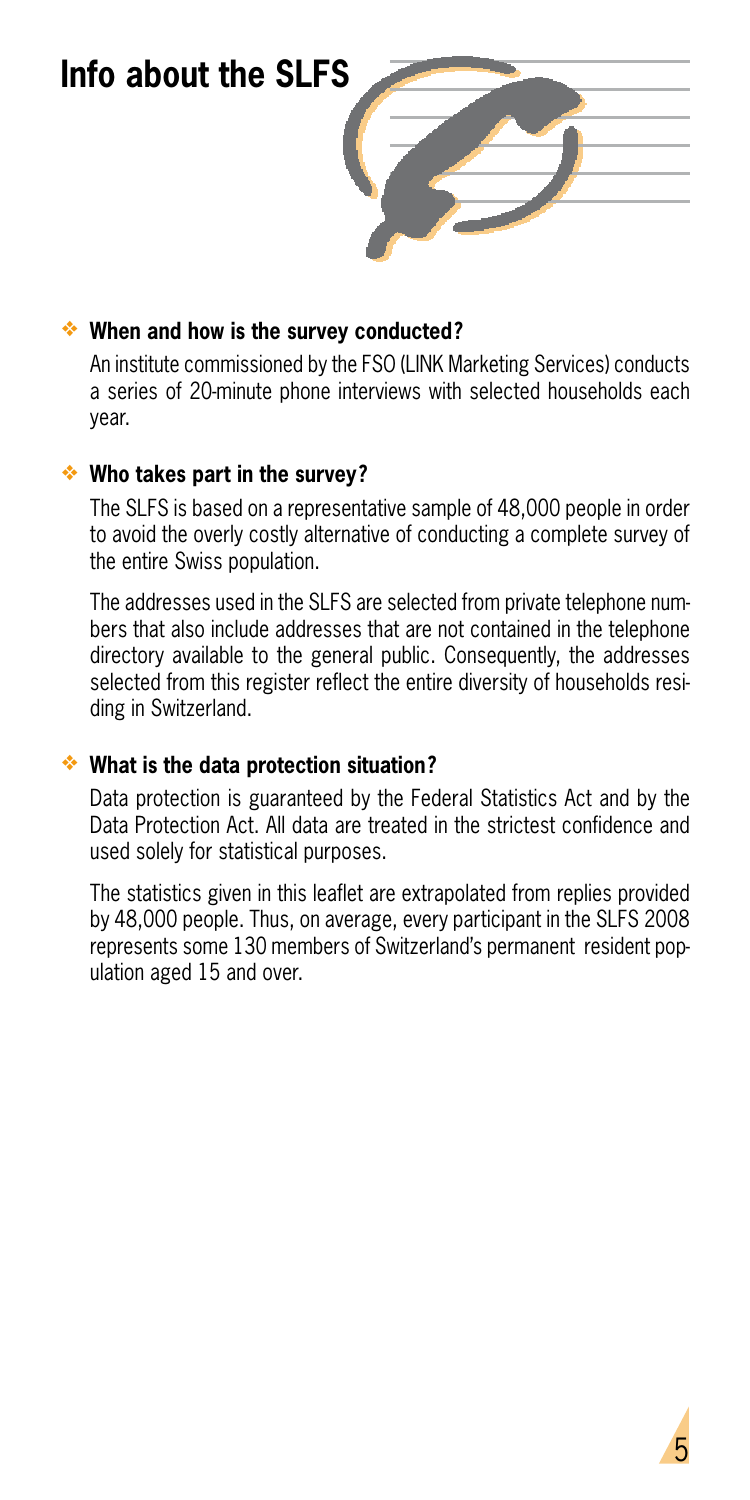# Info about the SLFS

### When and how is the survey conducted?

An institute commissioned by the FSO (LINK Marketing Services) conducts a series of 20-minute phone interviews with selected households each year.

### Who takes part in the survey?

The SLFS is based on a representative sample of 48,000 people in order to avoid the overly costly alternative of conducting a complete survey of the entire Swiss population.

The addresses used in the SLFS are selected from private telephone numbers that also include addresses that are not contained in the telephone directory available to the general public. Consequently, the addresses selected from this register reflect the entire diversity of households residing in Switzerland.

### What is the data protection situation?

Data protection is guaranteed by the Federal Statistics Act and by the Data Protection Act. All data are treated in the strictest confidence and used solely for statistical purposes.

The statistics given in this leaflet are extrapolated from replies provided by 48,000 people. Thus, on average, every participant in the SLFS 2008 represents some 130 members of Switzerland's permanent resident population aged 15 and over.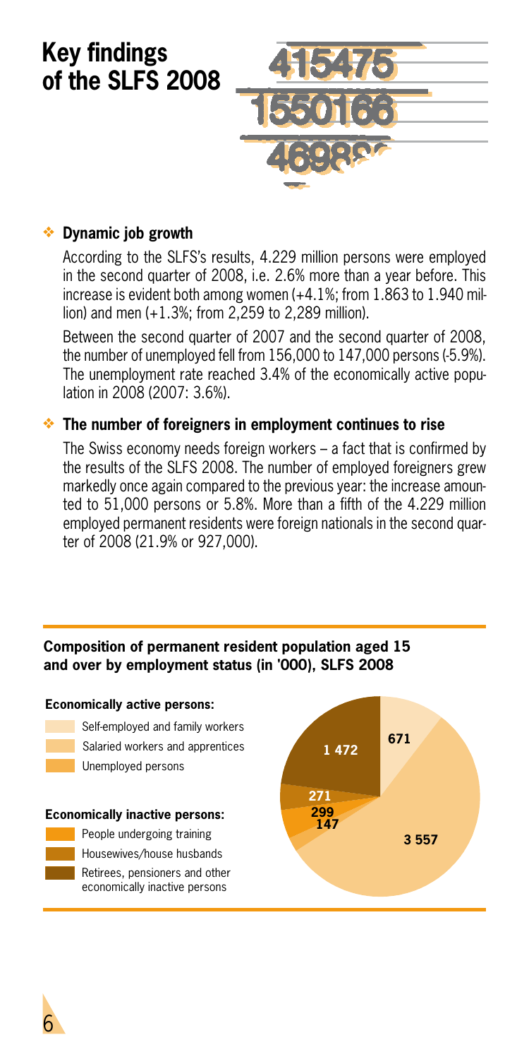# Key findings of the SLFS 2008

## Dynamic job growth

According to the SLFS's results, 4.229 million persons were employed in the second quarter of 2008, i.e. 2.6% more than a year before. This increase is evident both among women (+4.1%; from 1.863 to 1.940 million) and men (+1.3%; from 2,259 to 2,289 million).

Between the second quarter of 2007 and the second quarter of 2008, the number of unemployed fell from 156,000 to 147,000 persons (-5.9%). The unemployment rate reached 3.4% of the economically active population in 2008 (2007: 3.6%).

## The number of foreigners in employment continues to rise

The Swiss economy needs foreign workers – a fact that is confirmed by the results of the SLFS 2008. The number of employed foreigners grew markedly once again compared to the previous year: the increase amounted to 51,000 persons or 5.8%. More than a fifth of the 4.229 million employed permanent residents were foreign nationals in the second quarter of 2008 (21.9% or 927,000).

**Composition of permanent resident population aged 15 and over by employment status (in '000), SLFS 2008**

| Status | ('000) |
|---|---|
| **Economically active persons:** | |
| Self-employed and family workers | 671 |
| Salaried workers and apprentices | 3 557 |
| Unemployed persons | 147 |
| **Economically inactive persons:** | |
| People undergoing training | 299 |
| Housewives/house husbands | 271 |
| Retirees, pensioners and other economically inactive persons | 1 472 |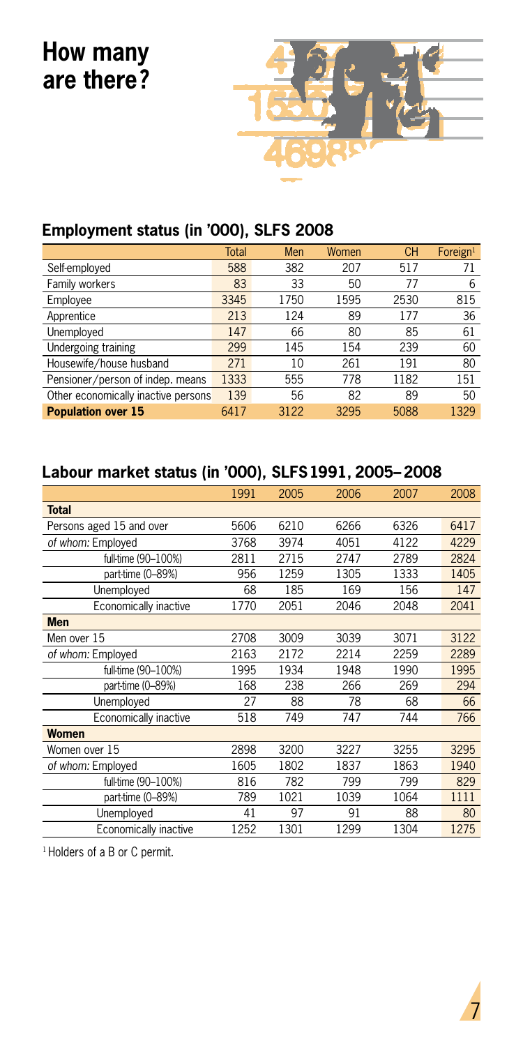# How many are there?

## Employment status (in '000), SLFS 2008

| | Total | Men | Women | CH | Foreign[1] |
|---|---|---|---|---|---|
| Self-employed | 588 | 382 | 207 | 517 | 71 |
| Family workers | 83 | 33 | 50 | 77 | 6 |
| Employee | 3345 | 1750 | 1595 | 2530 | 815 |
| Apprentice | 213 | 124 | 89 | 177 | 36 |
| Unemployed | 147 | 66 | 80 | 85 | 61 |
| Undergoing training | 299 | 145 | 154 | 239 | 60 |
| Housewife/house husband | 271 | 10 | 261 | 191 | 80 |
| Pensioner/person of indep. means | 1333 | 555 | 778 | 1182 | 151 |
| Other economically inactive persons | 139 | 56 | 82 | 89 | 50 |
| **Population over 15** | 6417 | 3122 | 3295 | 5088 | 1329 |

## Labour market status (in '000), SLFS 1991, 2005–2008

| | 1991 | 2005 | 2006 | 2007 | 2008 |
|---|---|---|---|---|---|
| **Total** | | | | | |
| Persons aged 15 and over | 5606 | 6210 | 6266 | 6326 | 6417 |
| *of whom:* Employed | 3768 | 3974 | 4051 | 4122 | 4229 |
| full-time (90–100%) | 2811 | 2715 | 2747 | 2789 | 2824 |
| part-time (0–89%) | 956 | 1259 | 1305 | 1333 | 1405 |
| Unemployed | 68 | 185 | 169 | 156 | 147 |
| Economically inactive | 1770 | 2051 | 2046 | 2048 | 2041 |
| **Men** | | | | | |
| Men over 15 | 2708 | 3009 | 3039 | 3071 | 3122 |
| *of whom:* Employed | 2163 | 2172 | 2214 | 2259 | 2289 |
| full-time (90–100%) | 1995 | 1934 | 1948 | 1990 | 1995 |
| part-time (0–89%) | 168 | 238 | 266 | 269 | 294 |
| Unemployed | 27 | 88 | 78 | 68 | 66 |
| Economically inactive | 518 | 749 | 747 | 744 | 766 |
| **Women** | | | | | |
| Women over 15 | 2898 | 3200 | 3227 | 3255 | 3295 |
| *of whom:* Employed | 1605 | 1802 | 1837 | 1863 | 1940 |
| full-time (90–100%) | 816 | 782 | 799 | 799 | 829 |
| part-time (0–89%) | 789 | 1021 | 1039 | 1064 | 1111 |
| Unemployed | 41 | 97 | 91 | 88 | 80 |
| Economically inactive | 1252 | 1301 | 1299 | 1304 | 1275 |

[1] Holders of a B or C permit.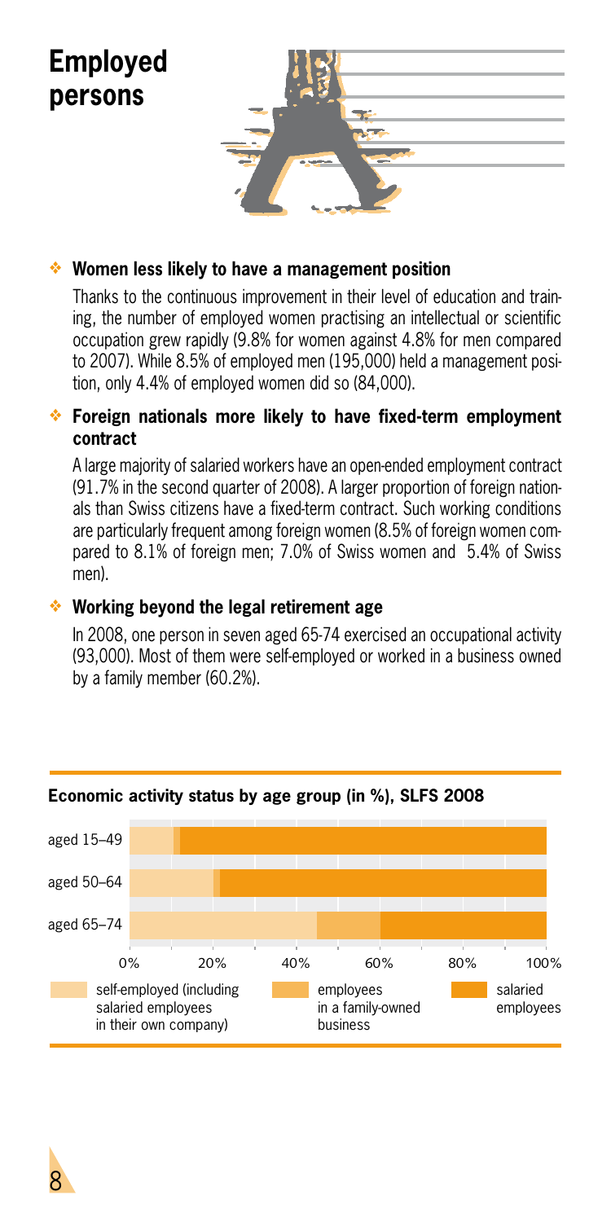# Employed persons

## Women less likely to have a management position

Thanks to the continuous improvement in their level of education and training, the number of employed women practising an intellectual or scientific occupation grew rapidly (9.8% for women against 4.8% for men compared to 2007). While 8.5% of employed men (195,000) held a management position, only 4.4% of employed women did so (84,000).

## Foreign nationals more likely to have fixed-term employment contract

A large majority of salaried workers have an open-ended employment contract (91.7% in the second quarter of 2008). A larger proportion of foreign nationals than Swiss citizens have a fixed-term contract. Such working conditions are particularly frequent among foreign women (8.5% of foreign women compared to 8.1% of foreign men; 7.0% of Swiss women and 5.4% of Swiss men).

## Working beyond the legal retirement age

In 2008, one person in seven aged 65-74 exercised an occupational activity (93,000). Most of them were self-employed or worked in a business owned by a family member (60.2%).

**Economic activity status by age group (in %), SLFS 2008**

Age groups: aged 15–49; aged 50–64; aged 65–74

Axis: 0%, 20%, 40%, 60%, 80%, 100%

Legend: self-employed (including salaried employees in their own company); employees in a family-owned business; salaried employees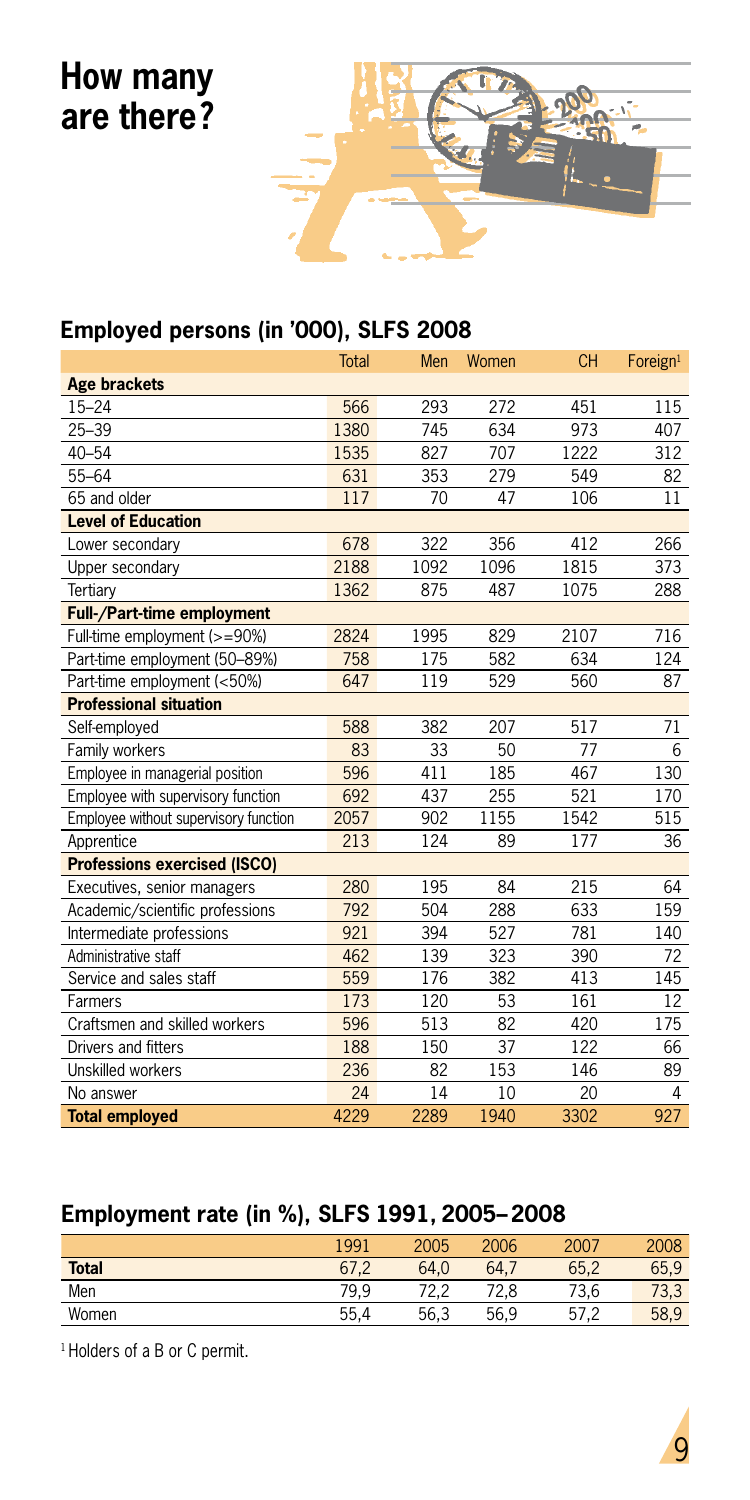# How many are there?

## Employed persons (in '000), SLFS 2008

| | Total | Men | Women | CH | Foreign[1] |
|---|---|---|---|---|---|
| **Age brackets** | | | | | |
| 15–24 | 566 | 293 | 272 | 451 | 115 |
| 25–39 | 1380 | 745 | 634 | 973 | 407 |
| 40–54 | 1535 | 827 | 707 | 1222 | 312 |
| 55–64 | 631 | 353 | 279 | 549 | 82 |
| 65 and older | 117 | 70 | 47 | 106 | 11 |
| **Level of Education** | | | | | |
| Lower secondary | 678 | 322 | 356 | 412 | 266 |
| Upper secondary | 2188 | 1092 | 1096 | 1815 | 373 |
| Tertiary | 1362 | 875 | 487 | 1075 | 288 |
| **Full-/Part-time employment** | | | | | |
| Full-time employment (>=90%) | 2824 | 1995 | 829 | 2107 | 716 |
| Part-time employment (50–89%) | 758 | 175 | 582 | 634 | 124 |
| Part-time employment (<50%) | 647 | 119 | 529 | 560 | 87 |
| **Professional situation** | | | | | |
| Self-employed | 588 | 382 | 207 | 517 | 71 |
| Family workers | 83 | 33 | 50 | 77 | 6 |
| Employee in managerial position | 596 | 411 | 185 | 467 | 130 |
| Employee with supervisory function | 692 | 437 | 255 | 521 | 170 |
| Employee without supervisory function | 2057 | 902 | 1155 | 1542 | 515 |
| Apprentice | 213 | 124 | 89 | 177 | 36 |
| **Professions exercised (ISCO)** | | | | | |
| Executives, senior managers | 280 | 195 | 84 | 215 | 64 |
| Academic/scientific professions | 792 | 504 | 288 | 633 | 159 |
| Intermediate professions | 921 | 394 | 527 | 781 | 140 |
| Administrative staff | 462 | 139 | 323 | 390 | 72 |
| Service and sales staff | 559 | 176 | 382 | 413 | 145 |
| Farmers | 173 | 120 | 53 | 161 | 12 |
| Craftsmen and skilled workers | 596 | 513 | 82 | 420 | 175 |
| Drivers and fitters | 188 | 150 | 37 | 122 | 66 |
| Unskilled workers | 236 | 82 | 153 | 146 | 89 |
| No answer | 24 | 14 | 10 | 20 | 4 |
| **Total employed** | 4229 | 2289 | 1940 | 3302 | 927 |

## Employment rate (in %), SLFS 1991, 2005–2008

| | 1991 | 2005 | 2006 | 2007 | 2008 |
|---|---|---|---|---|---|
| **Total** | 67,2 | 64,0 | 64,7 | 65,2 | 65,9 |
| Men | 79,9 | 72,2 | 72,8 | 73,6 | 73,3 |
| Women | 55,4 | 56,3 | 56,9 | 57,2 | 58,9 |

[1] Holders of a B or C permit.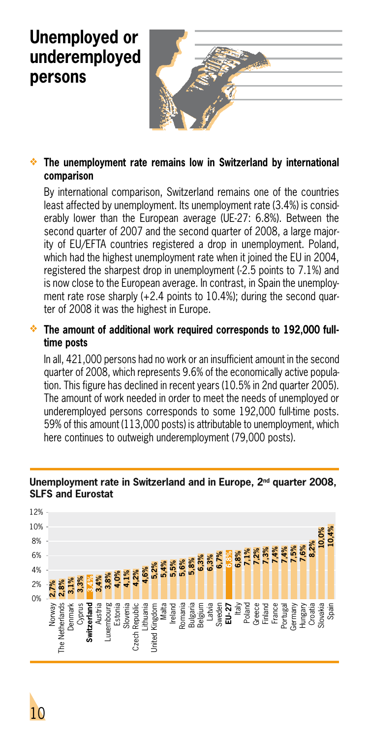# Unemployed or underemployed persons

## The unemployment rate remains low in Switzerland by international comparison

By international comparison, Switzerland remains one of the countries least affected by unemployment. Its unemployment rate (3.4%) is considerably lower than the European average (UE-27: 6.8%). Between the second quarter of 2007 and the second quarter of 2008, a large majority of EU/EFTA countries registered a drop in unemployment. Poland, which had the highest unemployment rate when it joined the EU in 2004, registered the sharpest drop in unemployment (-2.5 points to 7.1%) and is now close to the European average. In contrast, in Spain the unemployment rate rose sharply (+2.4 points to 10.4%); during the second quarter of 2008 it was the highest in Europe.

## The amount of additional work required corresponds to 192,000 full-time posts

In all, 421,000 persons had no work or an insufficient amount in the second quarter of 2008, which represents 9.6% of the economically active population. This figure has declined in recent years (10.5% in 2nd quarter 2005). The amount of work needed in order to meet the needs of unemployed or underemployed persons corresponds to some 192,000 full-time posts. 59% of this amount (113,000 posts) is attributable to unemployment, which here continues to outweigh underemployment (79,000 posts).

**Unemployment rate in Switzerland and in Europe, 2nd quarter 2008, SLFS and Eurostat**

| Country | Unemployment rate |
|---|---|
| Norway | 2,7% |
| The Netherlands | 2,8% |
| Denmark | 3,1% |
| Cyprus | 3,3% |
| **Switzerland** | 3,4% |
| Austria | 3,4% |
| Luxembourg | 3,8% |
| Estonia | 4,0% |
| Slovenia | 4,1% |
| Czech Republic | 4,2% |
| Lithuania | 4,6% |
| United Kingdom | 5,2% |
| Malta | 5,4% |
| Ireland | 5,5% |
| Romania | 5,6% |
| Bulgaria | 5,8% |
| Belgium | 6,3% |
| Latvia | 6,3% |
| Sweden | 6,7% |
| **EU-27** | 6,8% |
| Italy | 6,8% |
| Poland | 7,1% |
| Greece | 7,2% |
| Finland | 7,3% |
| France | 7,4% |
| Portugal | 7,4% |
| Germany | 7,5% |
| Hungary | 7,6% |
| Croatia | 8,2% |
| Slovakia | 10,0% |
| Spain | 10,4% |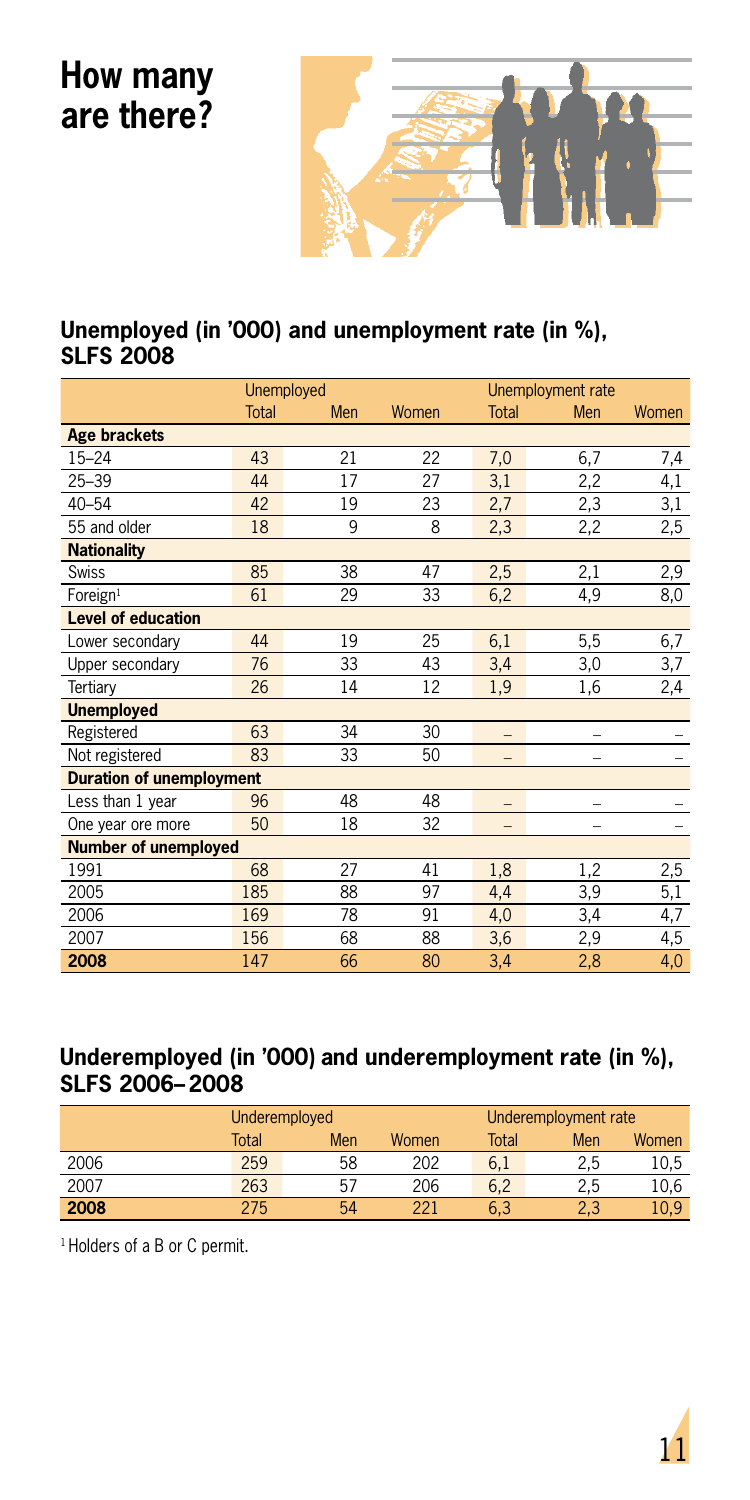# How many are there?

## Unemployed (in '000) and unemployment rate (in %), SLFS 2008

| | Unemployed | | | Unemployment rate | | |
|---|---|---|---|---|---|---|
| | Total | Men | Women | Total | Men | Women |
| **Age brackets** | | | | | | |
| 15–24 | 43 | 21 | 22 | 7,0 | 6,7 | 7,4 |
| 25–39 | 44 | 17 | 27 | 3,1 | 2,2 | 4,1 |
| 40–54 | 42 | 19 | 23 | 2,7 | 2,3 | 3,1 |
| 55 and older | 18 | 9 | 8 | 2,3 | 2,2 | 2,5 |
| **Nationality** | | | | | | |
| Swiss | 85 | 38 | 47 | 2,5 | 2,1 | 2,9 |
| Foreign[1] | 61 | 29 | 33 | 6,2 | 4,9 | 8,0 |
| **Level of education** | | | | | | |
| Lower secondary | 44 | 19 | 25 | 6,1 | 5,5 | 6,7 |
| Upper secondary | 76 | 33 | 43 | 3,4 | 3,0 | 3,7 |
| Tertiary | 26 | 14 | 12 | 1,9 | 1,6 | 2,4 |
| **Unemployed** | | | | | | |
| Registered | 63 | 34 | 30 | – | – | – |
| Not registered | 83 | 33 | 50 | – | – | – |
| **Duration of unemployment** | | | | | | |
| Less than 1 year | 96 | 48 | 48 | – | – | – |
| One year ore more | 50 | 18 | 32 | – | – | – |
| **Number of unemployed** | | | | | | |
| 1991 | 68 | 27 | 41 | 1,8 | 1,2 | 2,5 |
| 2005 | 185 | 88 | 97 | 4,4 | 3,9 | 5,1 |
| 2006 | 169 | 78 | 91 | 4,0 | 3,4 | 4,7 |
| 2007 | 156 | 68 | 88 | 3,6 | 2,9 | 4,5 |
| **2008** | **147** | **66** | **80** | **3,4** | **2,8** | **4,0** |

## Underemployed (in '000) and underemployment rate (in %), SLFS 2006–2008

| | Underemployed | | | Underemployment rate | | |
|---|---|---|---|---|---|---|
| | Total | Men | Women | Total | Men | Women |
| 2006 | 259 | 58 | 202 | 6,1 | 2,5 | 10,5 |
| 2007 | 263 | 57 | 206 | 6,2 | 2,5 | 10,6 |
| **2008** | **275** | **54** | **221** | **6,3** | **2,3** | **10,9** |

[1] Holders of a B or C permit.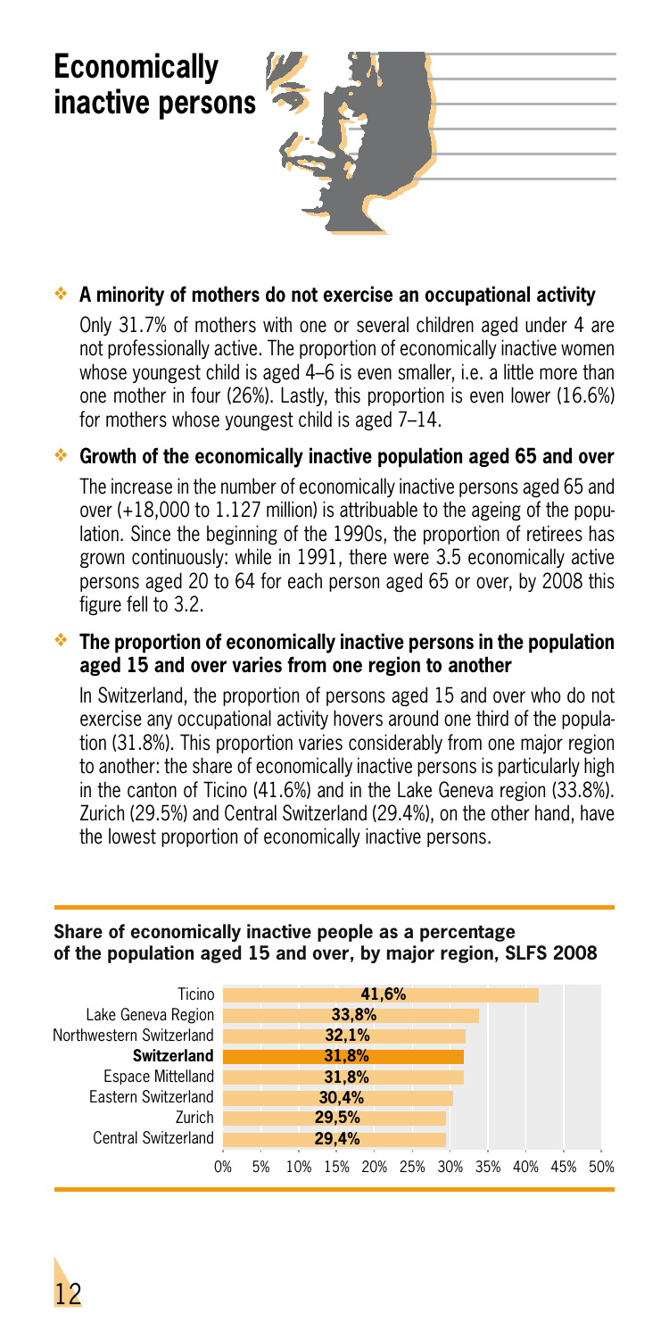# Economically inactive persons

### A minority of mothers do not exercise an occupational activity

Only 31.7% of mothers with one or several children aged under 4 are not professionally active. The proportion of economically inactive women whose youngest child is aged 4–6 is even smaller, i.e. a little more than one mother in four (26%). Lastly, this proportion is even lower (16.6%) for mothers whose youngest child is aged 7–14.

### Growth of the economically inactive population aged 65 and over

The increase in the number of economically inactive persons aged 65 and over (+18,000 to 1.127 million) is attribuable to the ageing of the population. Since the beginning of the 1990s, the proportion of retirees has grown continuously: while in 1991, there were 3.5 economically active persons aged 20 to 64 for each person aged 65 or over, by 2008 this figure fell to 3.2.

### The proportion of economically inactive persons in the population aged 15 and over varies from one region to another

In Switzerland, the proportion of persons aged 15 and over who do not exercise any occupational activity hovers around one third of the population (31.8%). This proportion varies considerably from one major region to another: the share of economically inactive persons is particularly high in the canton of Ticino (41.6%) and in the Lake Geneva region (33.8%). Zurich (29.5%) and Central Switzerland (29.4%), on the other hand, have the lowest proportion of economically inactive persons.

**Share of economically inactive people as a percentage of the population aged 15 and over, by major region, SLFS 2008**

| Region | Share |
|---|---|
| Ticino | 41,6% |
| Lake Geneva Region | 33,8% |
| Northwestern Switzerland | 32,1% |
| **Switzerland** | **31,8%** |
| Espace Mittelland | 31,8% |
| Eastern Switzerland | 30,4% |
| Zurich | 29,5% |
| Central Switzerland | 29,4% |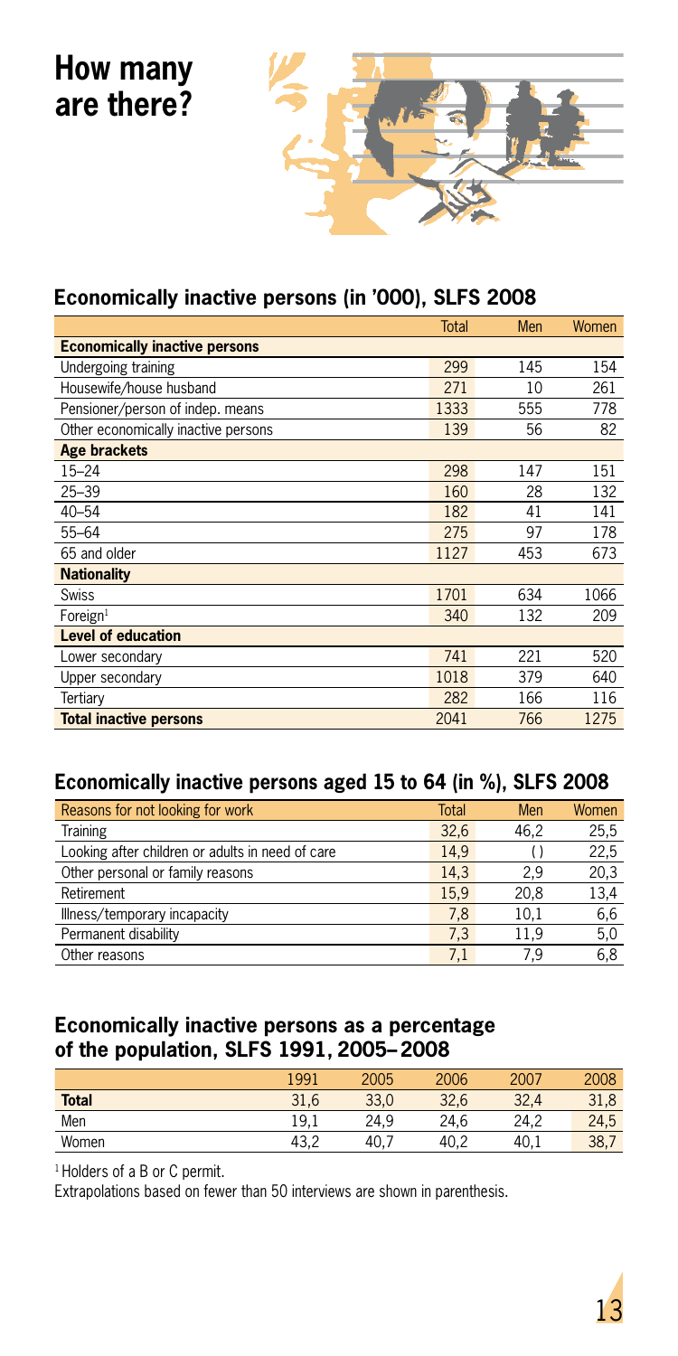# How many are there?

## Economically inactive persons (in '000), SLFS 2008

| | Total | Men | Women |
|---|---|---|---|
| **Economically inactive persons** | | | |
| Undergoing training | 299 | 145 | 154 |
| Housewife/house husband | 271 | 10 | 261 |
| Pensioner/person of indep. means | 1333 | 555 | 778 |
| Other economically inactive persons | 139 | 56 | 82 |
| **Age brackets** | | | |
| 15–24 | 298 | 147 | 151 |
| 25–39 | 160 | 28 | 132 |
| 40–54 | 182 | 41 | 141 |
| 55–64 | 275 | 97 | 178 |
| 65 and older | 1127 | 453 | 673 |
| **Nationality** | | | |
| Swiss | 1701 | 634 | 1066 |
| Foreign[1] | 340 | 132 | 209 |
| **Level of education** | | | |
| Lower secondary | 741 | 221 | 520 |
| Upper secondary | 1018 | 379 | 640 |
| Tertiary | 282 | 166 | 116 |
| **Total inactive persons** | 2041 | 766 | 1275 |

## Economically inactive persons aged 15 to 64 (in %), SLFS 2008

| Reasons for not looking for work | Total | Men | Women |
|---|---|---|---|
| Training | 32,6 | 46,2 | 25,5 |
| Looking after children or adults in need of care | 14,9 | ( ) | 22,5 |
| Other personal or family reasons | 14,3 | 2,9 | 20,3 |
| Retirement | 15,9 | 20,8 | 13,4 |
| Illness/temporary incapacity | 7,8 | 10,1 | 6,6 |
| Permanent disability | 7,3 | 11,9 | 5,0 |
| Other reasons | 7,1 | 7,9 | 6,8 |

## Economically inactive persons as a percentage of the population, SLFS 1991, 2005–2008

| | 1991 | 2005 | 2006 | 2007 | 2008 |
|---|---|---|---|---|---|
| **Total** | 31,6 | 33,0 | 32,6 | 32,4 | 31,8 |
| Men | 19,1 | 24,9 | 24,6 | 24,2 | 24,5 |
| Women | 43,2 | 40,7 | 40,2 | 40,1 | 38,7 |

[1] Holders of a B or C permit.

Extrapolations based on fewer than 50 interviews are shown in parenthesis.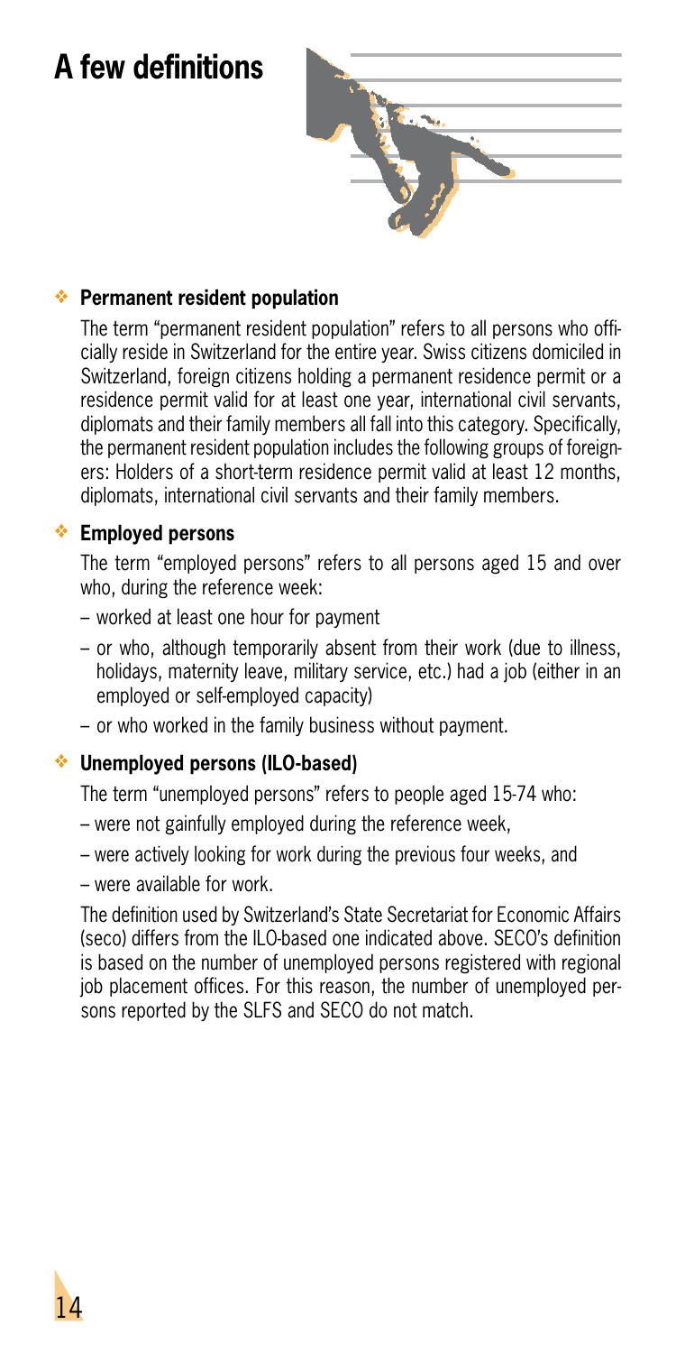# A few definitions

### Permanent resident population

The term "permanent resident population" refers to all persons who officially reside in Switzerland for the entire year. Swiss citizens domiciled in Switzerland, foreign citizens holding a permanent residence permit or a residence permit valid for at least one year, international civil servants, diplomats and their family members all fall into this category. Specifically, the permanent resident population includes the following groups of foreigners: Holders of a short-term residence permit valid at least 12 months, diplomats, international civil servants and their family members.

### Employed persons

The term "employed persons" refers to all persons aged 15 and over who, during the reference week:

- worked at least one hour for payment
- or who, although temporarily absent from their work (due to illness, holidays, maternity leave, military service, etc.) had a job (either in an employed or self-employed capacity)
- or who worked in the family business without payment.

### Unemployed persons (ILO-based)

The term "unemployed persons" refers to people aged 15-74 who:

- were not gainfully employed during the reference week,
- were actively looking for work during the previous four weeks, and
- were available for work.

The definition used by Switzerland's State Secretariat for Economic Affairs (seco) differs from the ILO-based one indicated above. SECO's definition is based on the number of unemployed persons registered with regional job placement offices. For this reason, the number of unemployed persons reported by the SLFS and SECO do not match.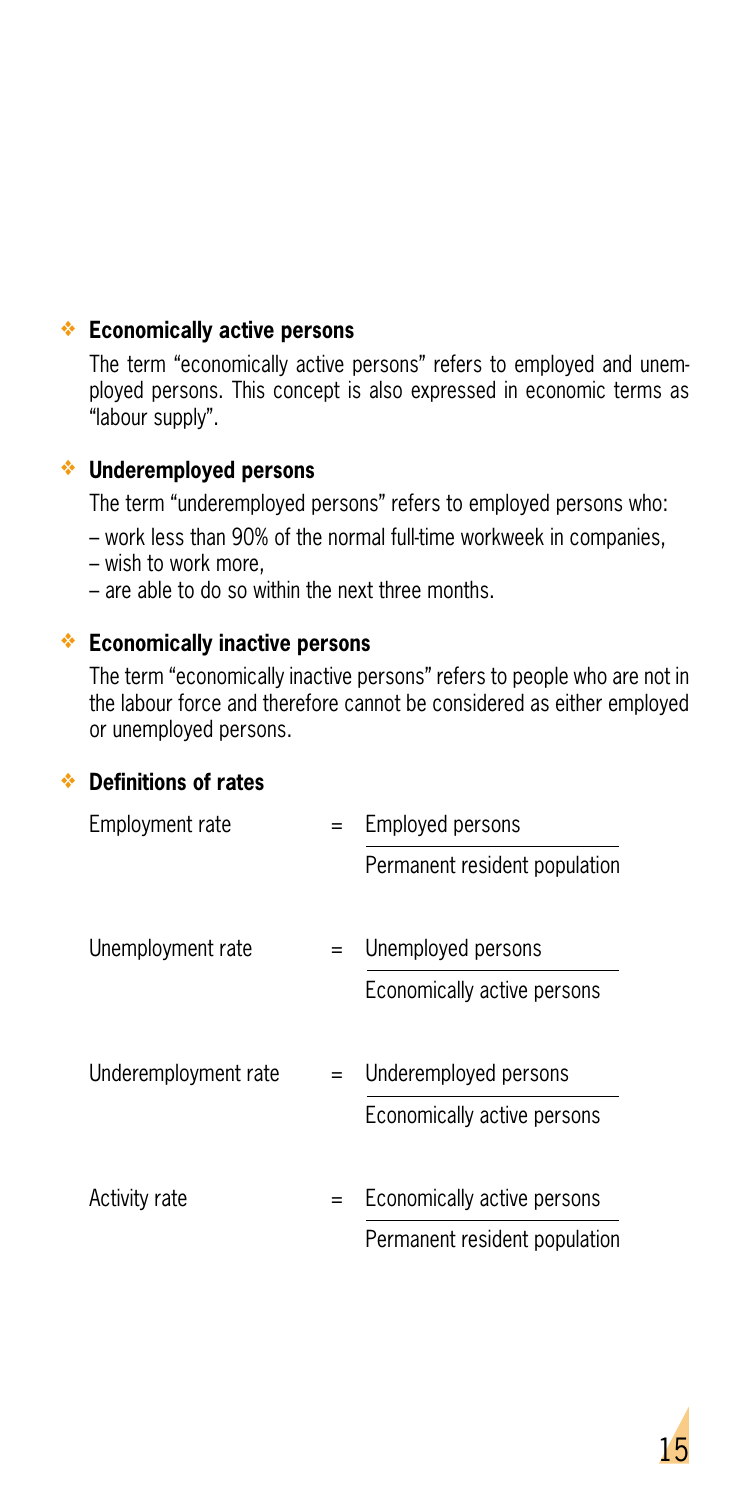## Economically active persons

The term "economically active persons" refers to employed and unemployed persons. This concept is also expressed in economic terms as "labour supply".

## Underemployed persons

The term "underemployed persons" refers to employed persons who:

– work less than 90% of the normal full-time workweek in companies,
– wish to work more,
– are able to do so within the next three months.

## Economically inactive persons

The term "economically inactive persons" refers to people who are not in the labour force and therefore cannot be considered as either employed or unemployed persons.

## Definitions of rates

$$\text{Employment rate} = \frac{\text{Employed persons}}{\text{Permanent resident population}}$$

$$\text{Unemployment rate} = \frac{\text{Unemployed persons}}{\text{Economically active persons}}$$

$$\text{Underemployment rate} = \frac{\text{Underemployed persons}}{\text{Economically active persons}}$$

$$\text{Activity rate} = \frac{\text{Economically active persons}}{\text{Permanent resident population}}$$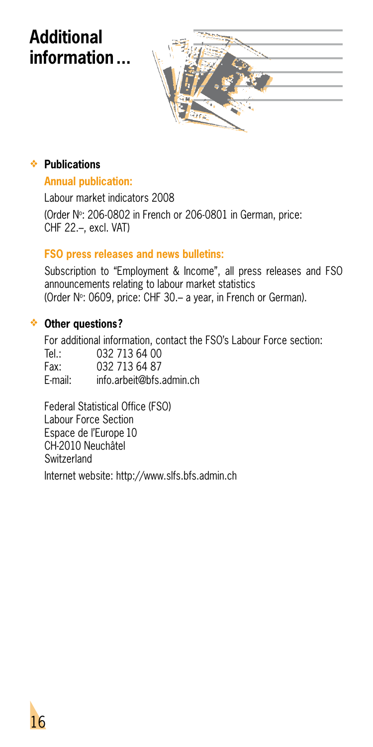# Additional information…

- **Publications**

### Annual publication:

Labour market indicators 2008

(Order N°: 206-0802 in French or 206-0801 in German, price: CHF 22.–, excl. VAT)

### FSO press releases and news bulletins:

Subscription to "Employment & Income", all press releases and FSO announcements relating to labour market statistics (Order N°: 0609, price: CHF 30.– a year, in French or German).

- **Other questions?**

For additional information, contact the FSO's Labour Force section:

| | |
|---|---|
| Tel.: | 032 713 64 00 |
| Fax: | 032 713 64 87 |
| E-mail: | info.arbeit@bfs.admin.ch |

Federal Statistical Office (FSO)
Labour Force Section
Espace de l'Europe 10
CH-2010 Neuchâtel
Switzerland

Internet website: http://www.slfs.bfs.admin.ch